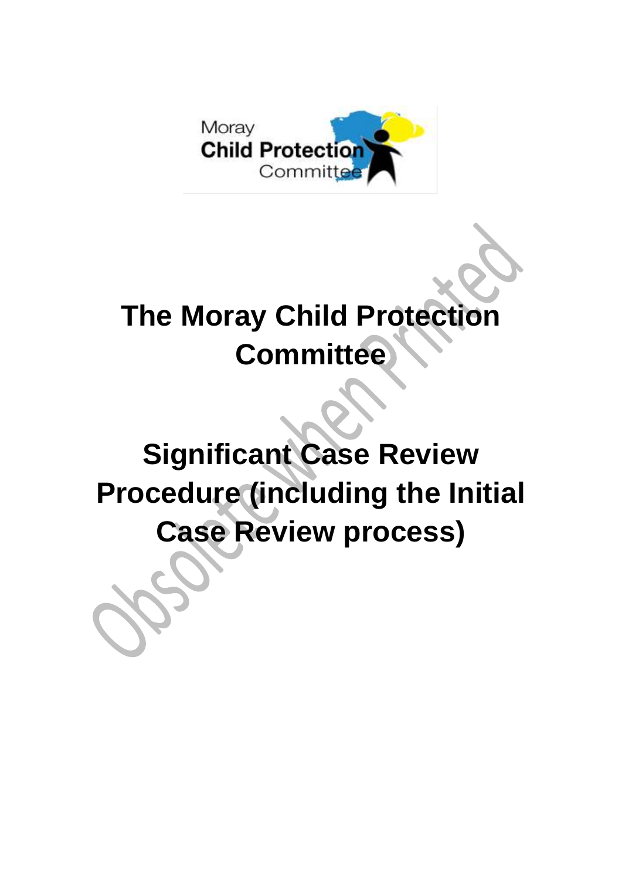Moray
Child Protection
Committee

# The Moray Child Protection Committee

# Significant Case Review Procedure (including the Initial Case Review process)

Obsolete When Printed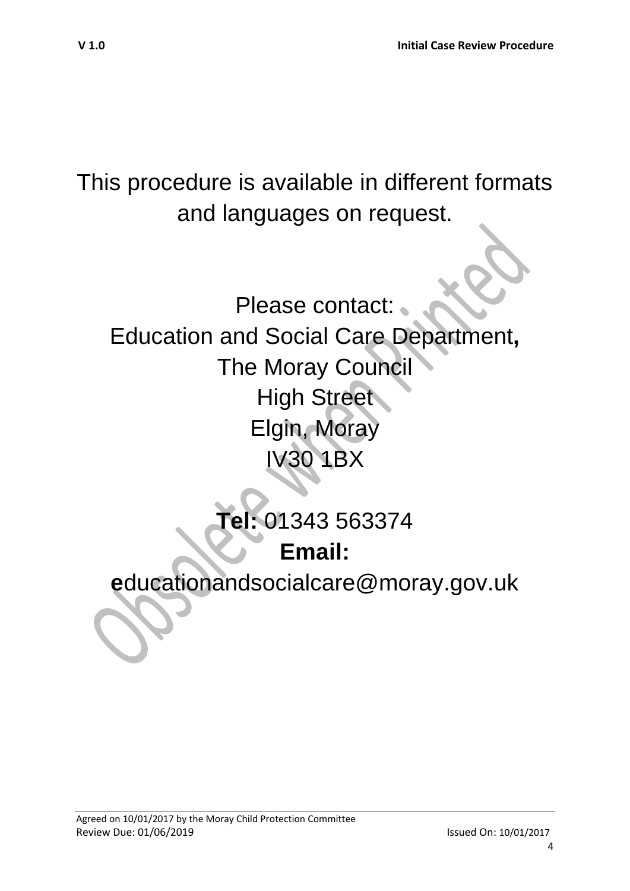This procedure is available in different formats and languages on request.

Please contact:
Education and Social Care Department**,**
The Moray Council
High Street
Elgin, Moray
IV30 1BX

**Tel:** 01343 563374
**Email:**
**e**ducationandsocialcare@moray.gov.uk

Obsolete when Printed

Agreed on 10/01/2017 by the Moray Child Protection Committee
Review Due: 01/06/2019
Issued On: 10/01/2017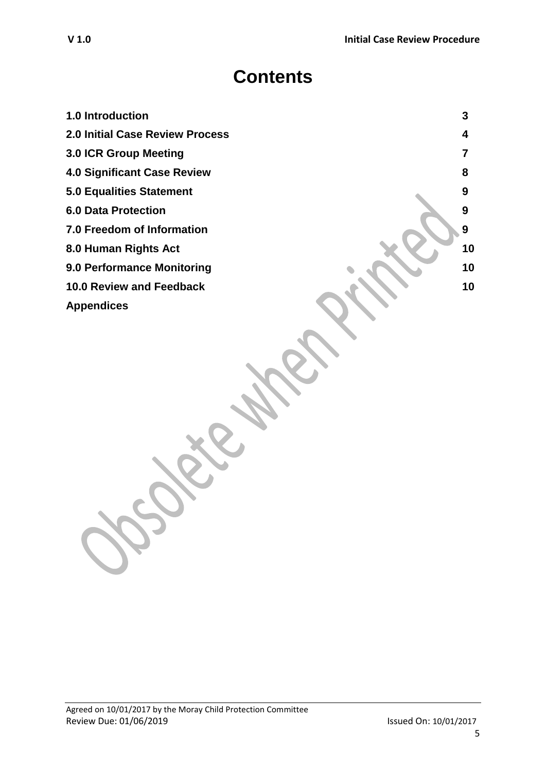# Contents

| | |
|---|---|
| **1.0 Introduction** | **3** |
| **2.0 Initial Case Review Process** | **4** |
| **3.0 ICR Group Meeting** | **7** |
| **4.0 Significant Case Review** | **8** |
| **5.0 Equalities Statement** | **9** |
| **6.0 Data Protection** | **9** |
| **7.0 Freedom of Information** | **9** |
| **8.0 Human Rights Act** | **10** |
| **9.0 Performance Monitoring** | **10** |
| **10.0 Review and Feedback** | **10** |
| **Appendices** | |

Obsolete when Printed

Agreed on 10/01/2017 by the Moray Child Protection Committee
Review Due: 01/06/2019 Issued On: 10/01/2017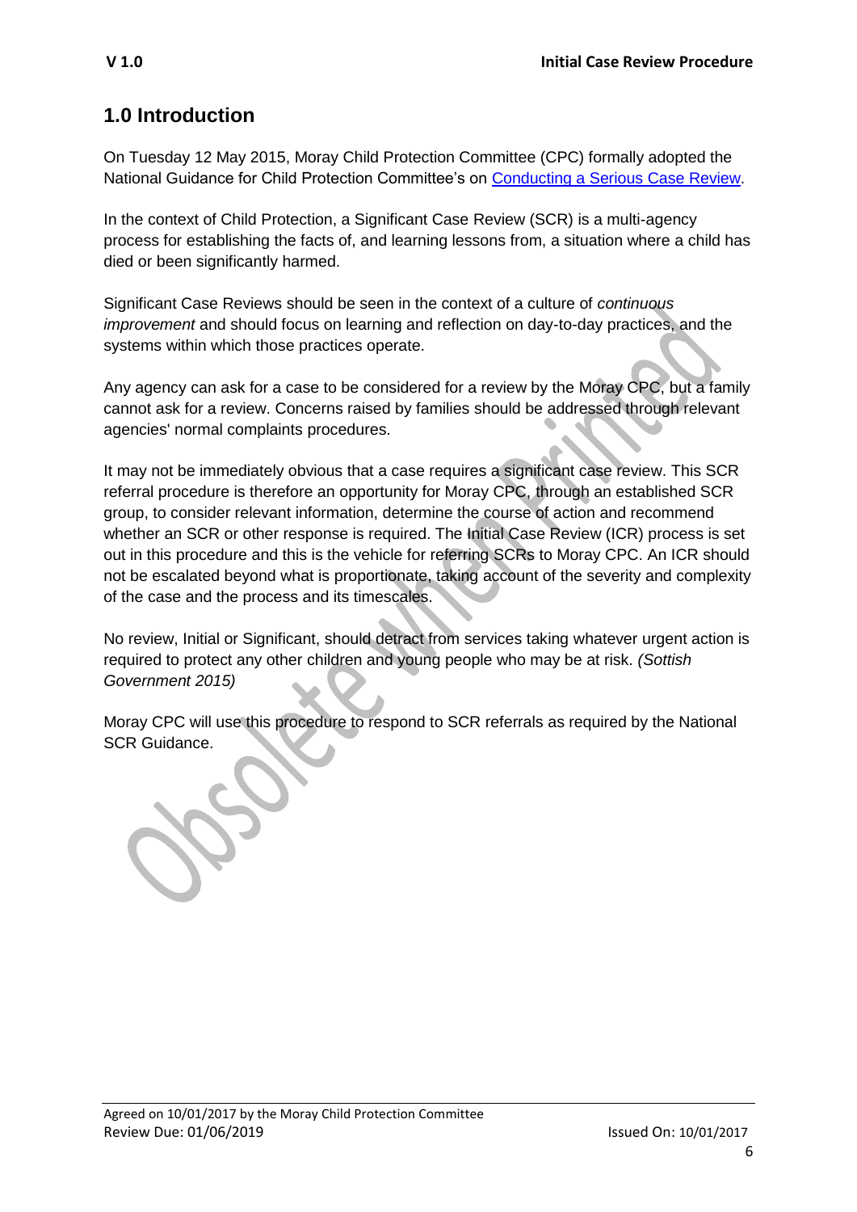## 1.0 Introduction

On Tuesday 12 May 2015, Moray Child Protection Committee (CPC) formally adopted the National Guidance for Child Protection Committee's on Conducting a Serious Case Review.

In the context of Child Protection, a Significant Case Review (SCR) is a multi-agency process for establishing the facts of, and learning lessons from, a situation where a child has died or been significantly harmed.

Significant Case Reviews should be seen in the context of a culture of *continuous improvement* and should focus on learning and reflection on day-to-day practices, and the systems within which those practices operate.

Any agency can ask for a case to be considered for a review by the Moray CPC, but a family cannot ask for a review. Concerns raised by families should be addressed through relevant agencies' normal complaints procedures.

It may not be immediately obvious that a case requires a significant case review. This SCR referral procedure is therefore an opportunity for Moray CPC, through an established SCR group, to consider relevant information, determine the course of action and recommend whether an SCR or other response is required. The Initial Case Review (ICR) process is set out in this procedure and this is the vehicle for referring SCRs to Moray CPC. An ICR should not be escalated beyond what is proportionate, taking account of the severity and complexity of the case and the process and its timescales.

No review, Initial or Significant, should detract from services taking whatever urgent action is required to protect any other children and young people who may be at risk. *(Sottish Government 2015)*

Moray CPC will use this procedure to respond to SCR referrals as required by the National SCR Guidance.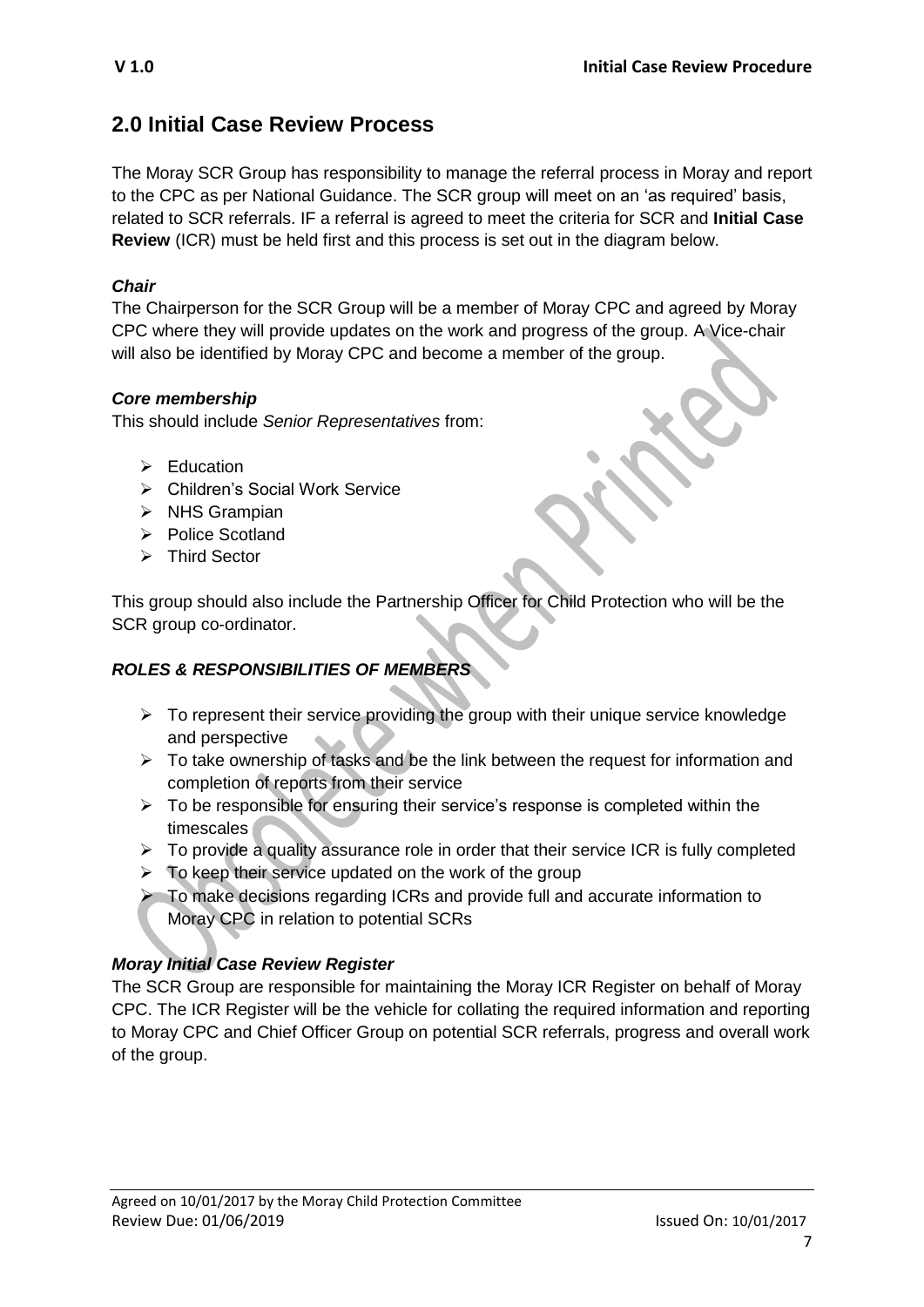## 2.0 Initial Case Review Process

The Moray SCR Group has responsibility to manage the referral process in Moray and report to the CPC as per National Guidance. The SCR group will meet on an 'as required' basis, related to SCR referrals. IF a referral is agreed to meet the criteria for SCR and **Initial Case Review** (ICR) must be held first and this process is set out in the diagram below.

***Chair***

The Chairperson for the SCR Group will be a member of Moray CPC and agreed by Moray CPC where they will provide updates on the work and progress of the group. A Vice-chair will also be identified by Moray CPC and become a member of the group.

***Core membership***

This should include *Senior Representatives* from:

- Education
- Children's Social Work Service
- NHS Grampian
- Police Scotland
- Third Sector

This group should also include the Partnership Officer for Child Protection who will be the SCR group co-ordinator.

***ROLES & RESPONSIBILITIES OF MEMBERS***

- To represent their service providing the group with their unique service knowledge and perspective
- To take ownership of tasks and be the link between the request for information and completion of reports from their service
- To be responsible for ensuring their service's response is completed within the timescales
- To provide a quality assurance role in order that their service ICR is fully completed
- To keep their service updated on the work of the group
- To make decisions regarding ICRs and provide full and accurate information to Moray CPC in relation to potential SCRs

***Moray Initial Case Review Register***

The SCR Group are responsible for maintaining the Moray ICR Register on behalf of Moray CPC. The ICR Register will be the vehicle for collating the required information and reporting to Moray CPC and Chief Officer Group on potential SCR referrals, progress and overall work of the group.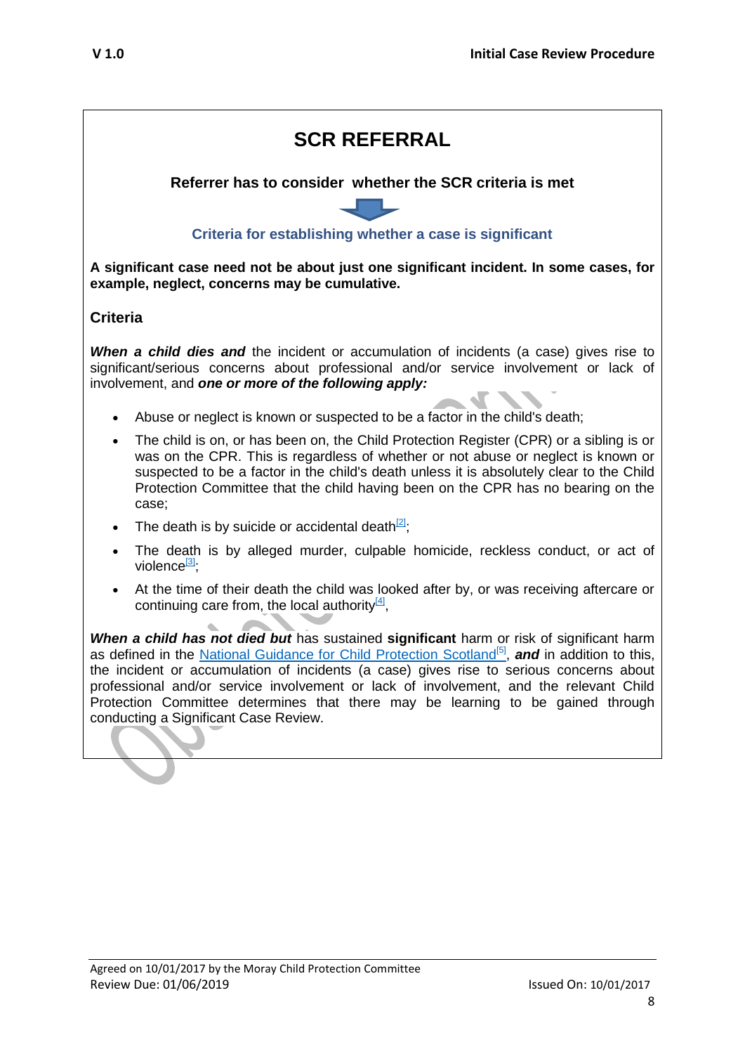# SCR REFERRAL

**Referrer has to consider whether the SCR criteria is met**

**Criteria for establishing whether a case is significant**

**A significant case need not be about just one significant incident. In some cases, for example, neglect, concerns may be cumulative.**

## Criteria

***When a child dies and*** the incident or accumulation of incidents (a case) gives rise to significant/serious concerns about professional and/or service involvement or lack of involvement, and ***one or more of the following apply:***

- Abuse or neglect is known or suspected to be a factor in the child's death;
- The child is on, or has been on, the Child Protection Register (CPR) or a sibling is or was on the CPR. This is regardless of whether or not abuse or neglect is known or suspected to be a factor in the child's death unless it is absolutely clear to the Child Protection Committee that the child having been on the CPR has no bearing on the case;
- The death is by suicide or accidental death[2];
- The death is by alleged murder, culpable homicide, reckless conduct, or act of violence[3];
- At the time of their death the child was looked after by, or was receiving aftercare or continuing care from, the local authority[4],

***When a child has not died but*** has sustained **significant** harm or risk of significant harm as defined in the National Guidance for Child Protection Scotland[5], ***and*** in addition to this, the incident or accumulation of incidents (a case) gives rise to serious concerns about professional and/or service involvement or lack of involvement, and the relevant Child Protection Committee determines that there may be learning to be gained through conducting a Significant Case Review.

Agreed on 10/01/2017 by the Moray Child Protection Committee
Review Due: 01/06/2019 Issued On: 10/01/2017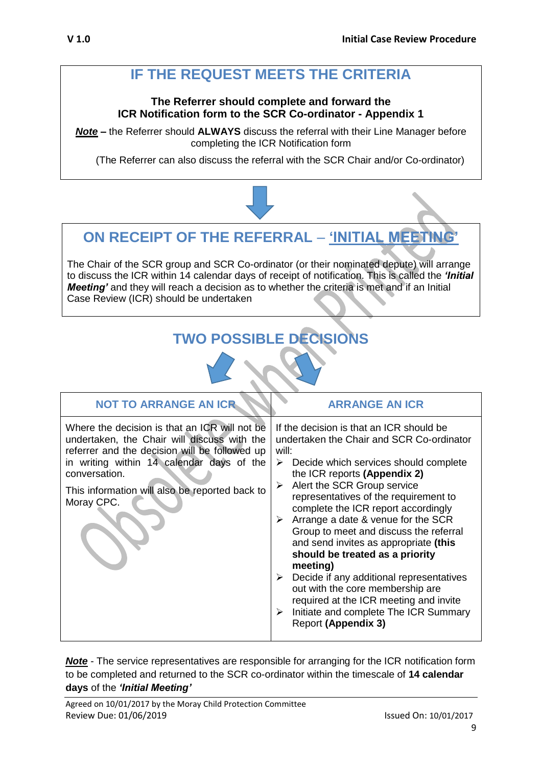## IF THE REQUEST MEETS THE CRITERIA

**The Referrer should complete and forward the ICR Notification form to the SCR Co-ordinator - Appendix 1**

***Note*** **–** the Referrer should **ALWAYS** discuss the referral with their Line Manager before completing the ICR Notification form

(The Referrer can also discuss the referral with the SCR Chair and/or Co-ordinator)

## ON RECEIPT OF THE REFERRAL – 'INITIAL MEETING'

The Chair of the SCR group and SCR Co-ordinator (or their nominated depute) will arrange to discuss the ICR within 14 calendar days of receipt of notification. This is called the ***'Initial Meeting'*** and they will reach a decision as to whether the criteria is met and if an Initial Case Review (ICR) should be undertaken

## TWO POSSIBLE DECISIONS

| NOT TO ARRANGE AN ICR | ARRANGE AN ICR |
|---|---|
| Where the decision is that an ICR will not be undertaken, the Chair will discuss with the referrer and the decision will be followed up in writing within 14 calendar days of the conversation.<br><br>This information will also be reported back to Moray CPC. | If the decision is that an ICR should be undertaken the Chair and SCR Co-ordinator will:<br>➢ Decide which services should complete the ICR reports **(Appendix 2)**<br>➢ Alert the SCR Group service representatives of the requirement to complete the ICR report accordingly<br>➢ Arrange a date & venue for the SCR Group to meet and discuss the referral and send invites as appropriate **(this should be treated as a priority meeting)**<br>➢ Decide if any additional representatives out with the core membership are required at the ICR meeting and invite<br>➢ Initiate and complete The ICR Summary Report **(Appendix 3)** |

***Note*** - The service representatives are responsible for arranging for the ICR notification form to be completed and returned to the SCR co-ordinator within the timescale of **14 calendar days** of the ***'Initial Meeting'***

Agreed on 10/01/2017 by the Moray Child Protection Committee
Review Due: 01/06/2019 Issued On: 10/01/2017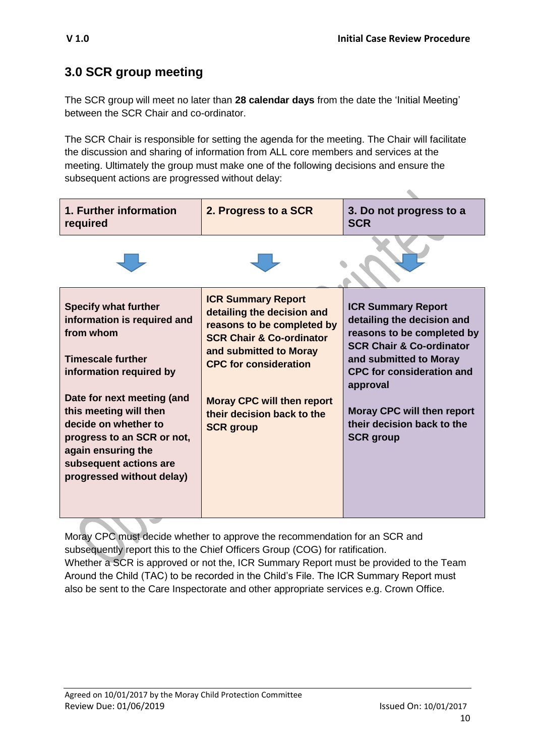## 3.0 SCR group meeting

The SCR group will meet no later than **28 calendar days** from the date the 'Initial Meeting' between the SCR Chair and co-ordinator.

The SCR Chair is responsible for setting the agenda for the meeting. The Chair will facilitate the discussion and sharing of information from ALL core members and services at the meeting. Ultimately the group must make one of the following decisions and ensure the subsequent actions are progressed without delay:

| **1. Further information required** | **2. Progress to a SCR** | **3. Do not progress to a SCR** |
|---|---|---|
| **Specify what further information is required and from whom**<br><br>**Timescale further information required by**<br><br>**Date for next meeting (and this meeting will then decide on whether to progress to an SCR or not, again ensuring the subsequent actions are progressed without delay)** | **ICR Summary Report detailing the decision and reasons to be completed by SCR Chair & Co-ordinator and submitted to Moray CPC for consideration**<br><br>**Moray CPC will then report their decision back to the SCR group** | **ICR Summary Report detailing the decision and reasons to be completed by SCR Chair & Co-ordinator and submitted to Moray CPC for consideration and approval**<br><br>**Moray CPC will then report their decision back to the SCR group** |

Moray CPC must decide whether to approve the recommendation for an SCR and subsequently report this to the Chief Officers Group (COG) for ratification.
Whether a SCR is approved or not the, ICR Summary Report must be provided to the Team Around the Child (TAC) to be recorded in the Child's File. The ICR Summary Report must also be sent to the Care Inspectorate and other appropriate services e.g. Crown Office.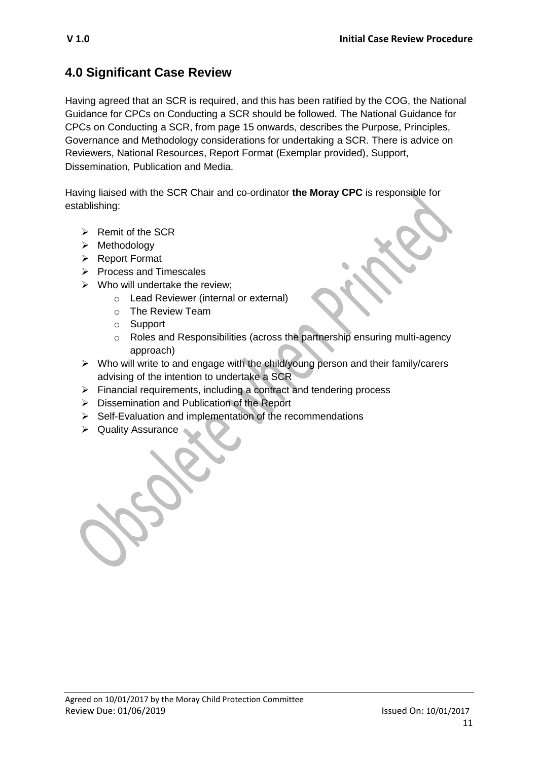## 4.0 Significant Case Review

Having agreed that an SCR is required, and this has been ratified by the COG, the National Guidance for CPCs on Conducting a SCR should be followed. The National Guidance for CPCs on Conducting a SCR, from page 15 onwards, describes the Purpose, Principles, Governance and Methodology considerations for undertaking a SCR. There is advice on Reviewers, National Resources, Report Format (Exemplar provided), Support, Dissemination, Publication and Media.

Having liaised with the SCR Chair and co-ordinator **the Moray CPC** is responsible for establishing:

- Remit of the SCR
- Methodology
- Report Format
- Process and Timescales
- Who will undertake the review;
    - Lead Reviewer (internal or external)
    - The Review Team
    - Support
    - Roles and Responsibilities (across the partnership ensuring multi-agency approach)
- Who will write to and engage with the child/young person and their family/carers advising of the intention to undertake a SCR
- Financial requirements, including a contract and tendering process
- Dissemination and Publication of the Report
- Self-Evaluation and implementation of the recommendations
- Quality Assurance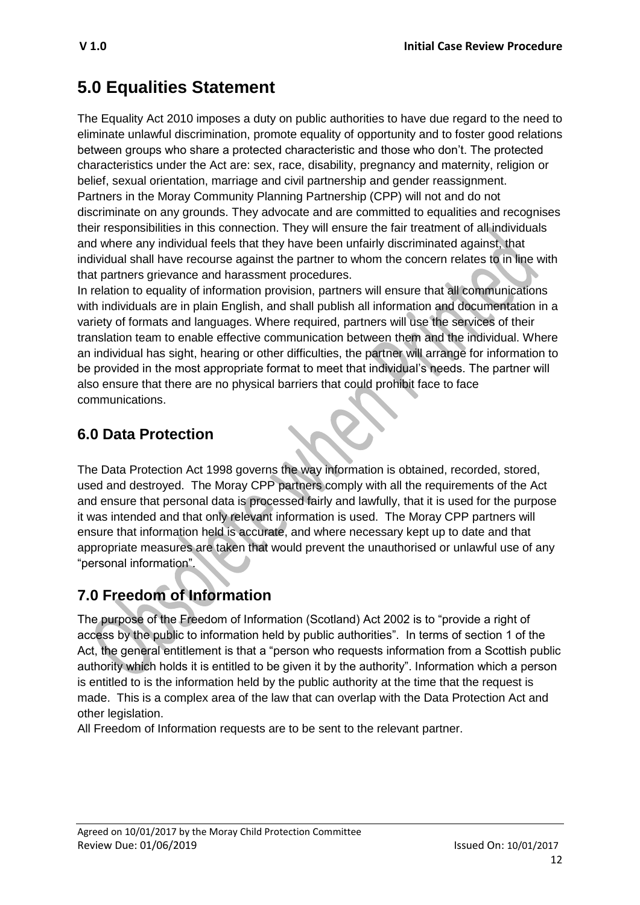## 5.0 Equalities Statement

The Equality Act 2010 imposes a duty on public authorities to have due regard to the need to eliminate unlawful discrimination, promote equality of opportunity and to foster good relations between groups who share a protected characteristic and those who don't. The protected characteristics under the Act are: sex, race, disability, pregnancy and maternity, religion or belief, sexual orientation, marriage and civil partnership and gender reassignment.
Partners in the Moray Community Planning Partnership (CPP) will not and do not discriminate on any grounds. They advocate and are committed to equalities and recognises their responsibilities in this connection. They will ensure the fair treatment of all individuals and where any individual feels that they have been unfairly discriminated against, that individual shall have recourse against the partner to whom the concern relates to in line with that partners grievance and harassment procedures.
In relation to equality of information provision, partners will ensure that all communications with individuals are in plain English, and shall publish all information and documentation in a variety of formats and languages. Where required, partners will use the services of their translation team to enable effective communication between them and the individual. Where an individual has sight, hearing or other difficulties, the partner will arrange for information to be provided in the most appropriate format to meet that individual's needs. The partner will also ensure that there are no physical barriers that could prohibit face to face communications.

### 6.0 Data Protection

The Data Protection Act 1998 governs the way information is obtained, recorded, stored, used and destroyed. The Moray CPP partners comply with all the requirements of the Act and ensure that personal data is processed fairly and lawfully, that it is used for the purpose it was intended and that only relevant information is used. The Moray CPP partners will ensure that information held is accurate, and where necessary kept up to date and that appropriate measures are taken that would prevent the unauthorised or unlawful use of any "personal information".

## 7.0 Freedom of Information

The purpose of the Freedom of Information (Scotland) Act 2002 is to "provide a right of access by the public to information held by public authorities". In terms of section 1 of the Act, the general entitlement is that a "person who requests information from a Scottish public authority which holds it is entitled to be given it by the authority". Information which a person is entitled to is the information held by the public authority at the time that the request is made. This is a complex area of the law that can overlap with the Data Protection Act and other legislation.
All Freedom of Information requests are to be sent to the relevant partner.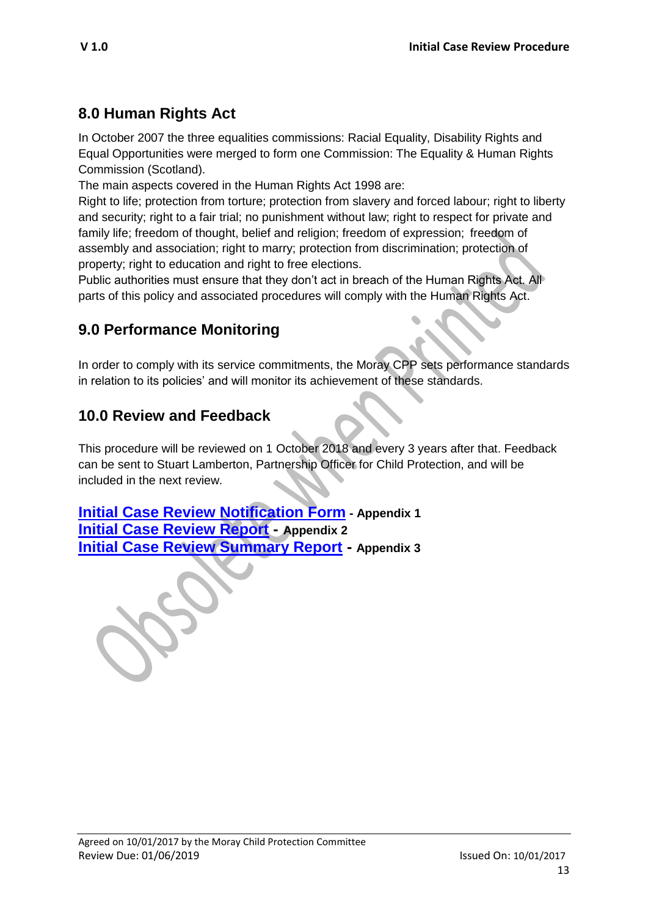## 8.0 Human Rights Act

In October 2007 the three equalities commissions: Racial Equality, Disability Rights and Equal Opportunities were merged to form one Commission: The Equality & Human Rights Commission (Scotland).

The main aspects covered in the Human Rights Act 1998 are:

Right to life; protection from torture; protection from slavery and forced labour; right to liberty and security; right to a fair trial; no punishment without law; right to respect for private and family life; freedom of thought, belief and religion; freedom of expression; freedom of assembly and association; right to marry; protection from discrimination; protection of property; right to education and right to free elections.

Public authorities must ensure that they don't act in breach of the Human Rights Act. All parts of this policy and associated procedures will comply with the Human Rights Act.

## 9.0 Performance Monitoring

In order to comply with its service commitments, the Moray CPP sets performance standards in relation to its policies' and will monitor its achievement of these standards.

## 10.0 Review and Feedback

This procedure will be reviewed on 1 October 2018 and every 3 years after that. Feedback can be sent to Stuart Lamberton, Partnership Officer for Child Protection, and will be included in the next review.

**Initial Case Review Notification Form - Appendix 1**
**Initial Case Review Report - Appendix 2**
**Initial Case Review Summary Report - Appendix 3**

Agreed on 10/01/2017 by the Moray Child Protection Committee
Review Due: 01/06/2019
Issued On: 10/01/2017